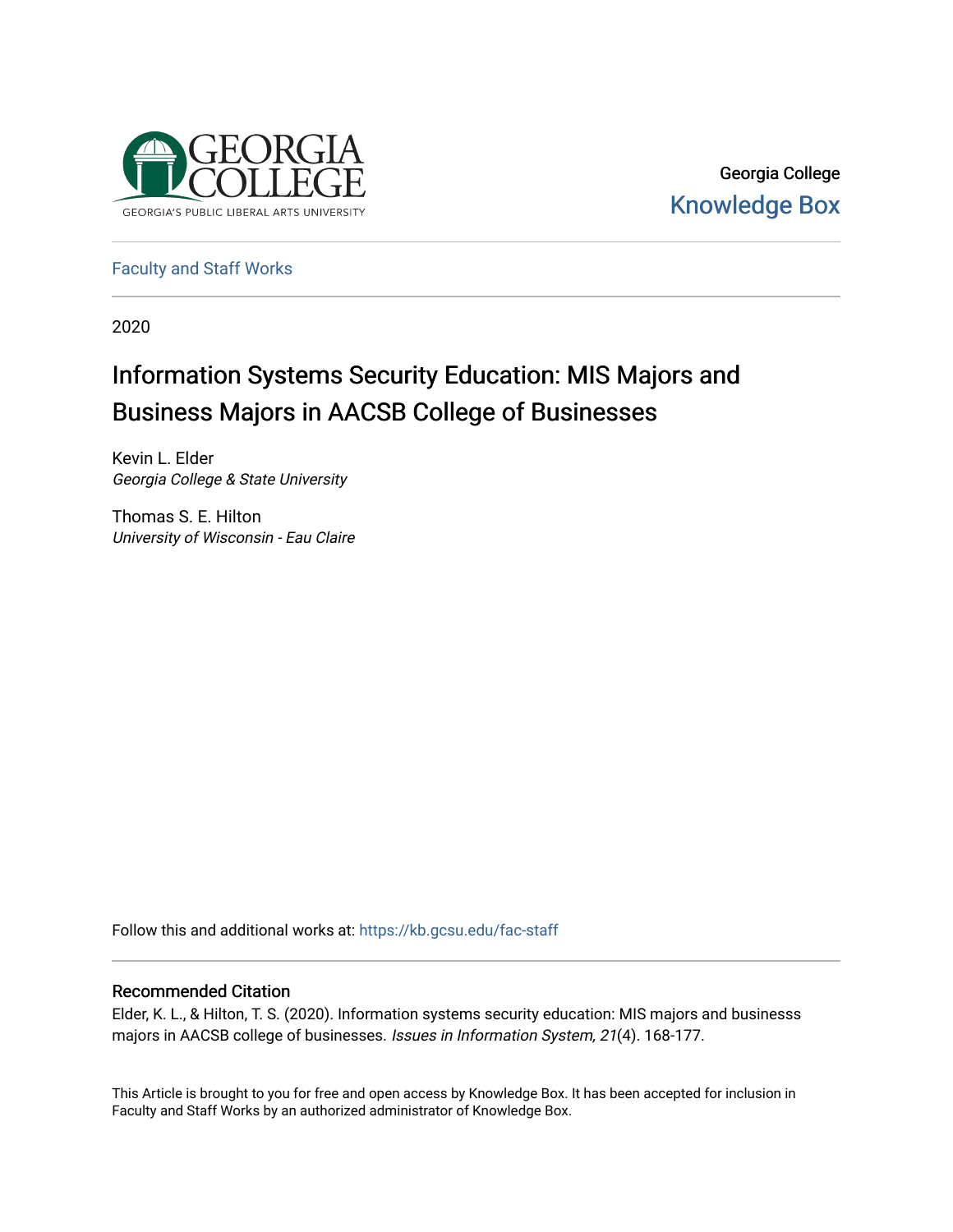Georgia College

Knowledge Box

Faculty and Staff Works

2020

# Information Systems Security Education: MIS Majors and Business Majors in AACSB College of Businesses

Kevin L. Elder
*Georgia College & State University*

Thomas S. E. Hilton
*University of Wisconsin - Eau Claire*

Follow this and additional works at: https://kb.gcsu.edu/fac-staff

## Recommended Citation

Elder, K. L., & Hilton, T. S. (2020). Information systems security education: MIS majors and businesss majors in AACSB college of businesses. *Issues in Information System, 21*(4). 168-177.

This Article is brought to you for free and open access by Knowledge Box. It has been accepted for inclusion in Faculty and Staff Works by an authorized administrator of Knowledge Box.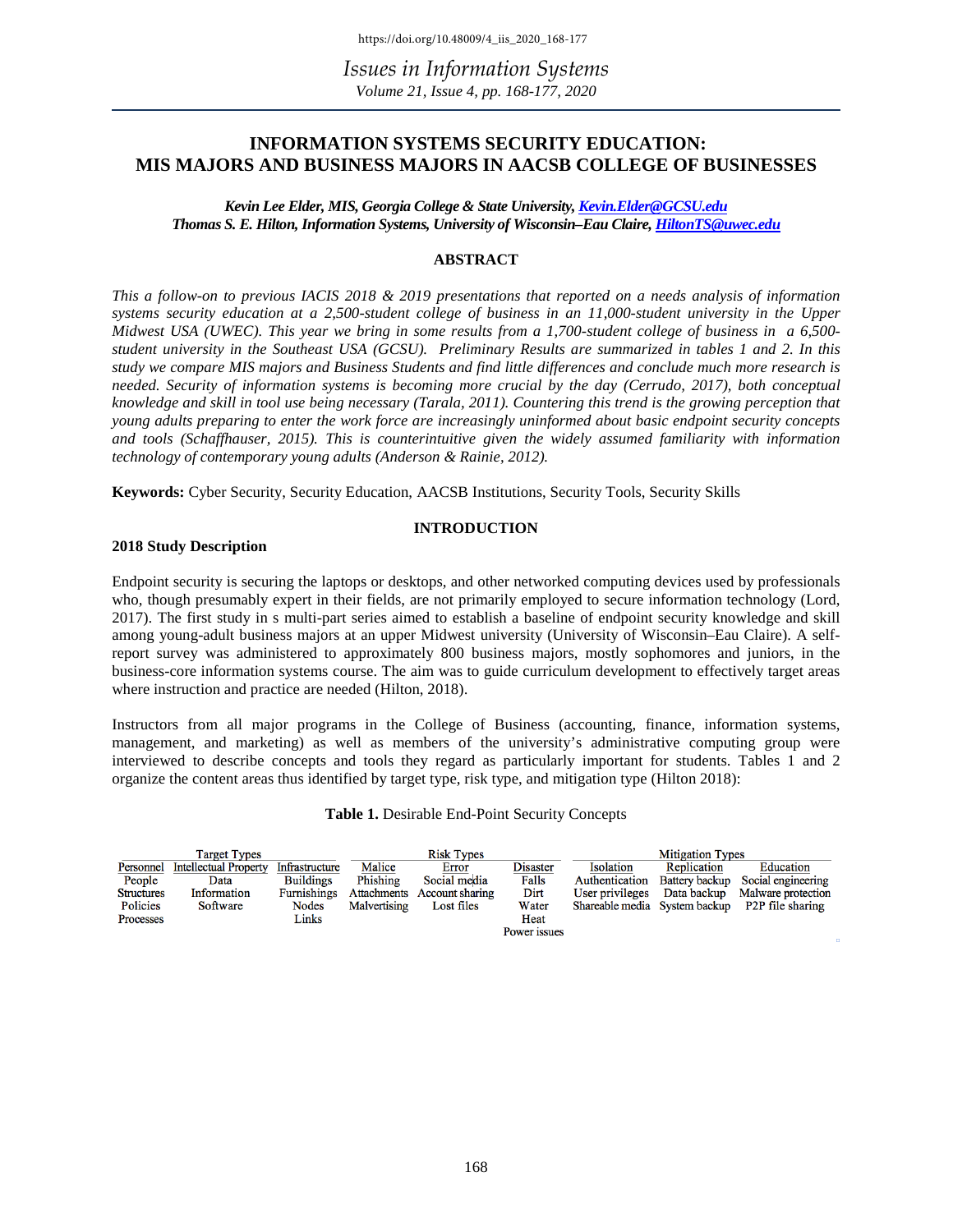https://doi.org/10.48009/4_iis_2020_168-177

# INFORMATION SYSTEMS SECURITY EDUCATION: MIS MAJORS AND BUSINESS MAJORS IN AACSB COLLEGE OF BUSINESSES

***Kevin Lee Elder, MIS, Georgia College & State University, Kevin.Elder@GCSU.edu***
***Thomas S. E. Hilton, Information Systems, University of Wisconsin–Eau Claire, HiltonTS@uwec.edu***

## ABSTRACT

*This a follow-on to previous IACIS 2018 & 2019 presentations that reported on a needs analysis of information systems security education at a 2,500-student college of business in an 11,000-student university in the Upper Midwest USA (UWEC). This year we bring in some results from a 1,700-student college of business in a 6,500-student university in the Southeast USA (GCSU). Preliminary Results are summarized in tables 1 and 2. In this study we compare MIS majors and Business Students and find little differences and conclude much more research is needed. Security of information systems is becoming more crucial by the day (Cerrudo, 2017), both conceptual knowledge and skill in tool use being necessary (Tarala, 2011). Countering this trend is the growing perception that young adults preparing to enter the work force are increasingly uninformed about basic endpoint security concepts and tools (Schaffhauser, 2015). This is counterintuitive given the widely assumed familiarity with information technology of contemporary young adults (Anderson & Rainie, 2012).*

**Keywords:** Cyber Security, Security Education, AACSB Institutions, Security Tools, Security Skills

## INTRODUCTION

### 2018 Study Description

Endpoint security is securing the laptops or desktops, and other networked computing devices used by professionals who, though presumably expert in their fields, are not primarily employed to secure information technology (Lord, 2017). The first study in s multi-part series aimed to establish a baseline of endpoint security knowledge and skill among young-adult business majors at an upper Midwest university (University of Wisconsin–Eau Claire). A self-report survey was administered to approximately 800 business majors, mostly sophomores and juniors, in the business-core information systems course. The aim was to guide curriculum development to effectively target areas where instruction and practice are needed (Hilton, 2018).

Instructors from all major programs in the College of Business (accounting, finance, information systems, management, and marketing) as well as members of the university's administrative computing group were interviewed to describe concepts and tools they regard as particularly important for students. Tables 1 and 2 organize the content areas thus identified by target type, risk type, and mitigation type (Hilton 2018):

**Table 1.** Desirable End-Point Security Concepts

| Target Types | | | Risk Types | | | Mitigation Types | | |
|---|---|---|---|---|---|---|---|---|
| Personnel | Intellectual Property | Infrastructure | Malice | Error | Disaster | Isolation | Replication | Education |
| People | Data | Buildings | Phishing | Social media | Falls | Authentication | Battery backup | Social engineering |
| Structures | Information | Furnishings | Attachments | Account sharing | Dirt | User privileges | Data backup | Malware protection |
| Policies | Software | Nodes | Malvertising | Lost files | Water | Shareable media | System backup | P2P file sharing |
| Processes | | Links | | | Heat | | | |
| | | | | | Power issues | | | |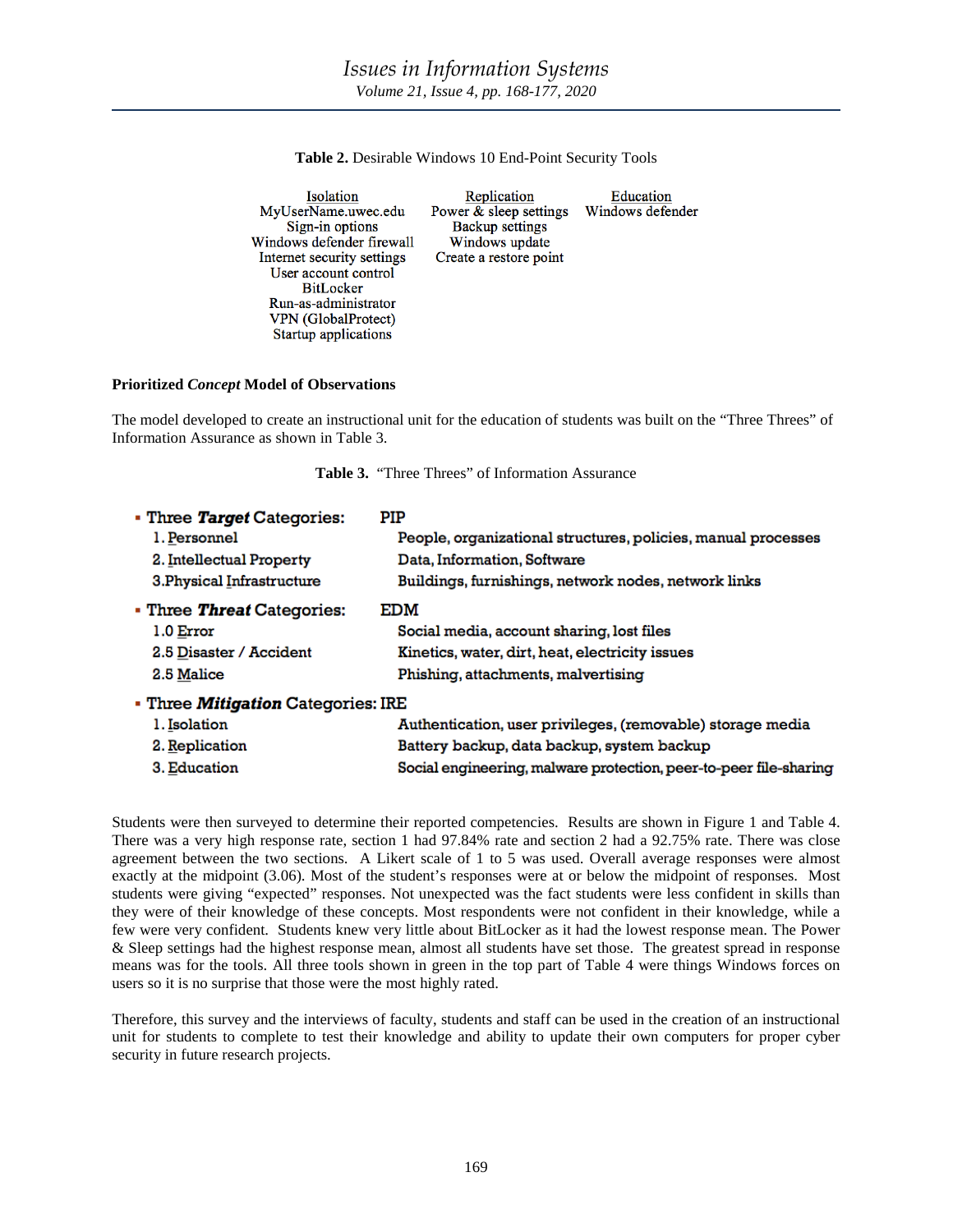**Table 2.** Desirable Windows 10 End-Point Security Tools

| Isolation | Replication | Education |
|---|---|---|
| MyUserName.uwec.edu | Power & sleep settings | Windows defender |
| Sign-in options | Backup settings | |
| Windows defender firewall | Windows update | |
| Internet security settings | Create a restore point | |
| User account control | | |
| BitLocker | | |
| Run-as-administrator | | |
| VPN (GlobalProtect) | | |
| Startup applications | | |

**Prioritized *Concept* Model of Observations**

The model developed to create an instructional unit for the education of students was built on the "Three Threes" of Information Assurance as shown in Table 3.

**Table 3.** "Three Threes" of Information Assurance

| | |
|---|---|
| ▪ Three ***Target*** Categories: | PIP |
| 1. Personnel | People, organizational structures, policies, manual processes |
| 2. Intellectual Property | Data, Information, Software |
| 3. Physical Infrastructure | Buildings, furnishings, network nodes, network links |
| ▪ Three ***Threat*** Categories: | EDM |
| 1.0 Error | Social media, account sharing, lost files |
| 2.5 Disaster / Accident | Kinetics, water, dirt, heat, electricity issues |
| 2.5 Malice | Phishing, attachments, malvertising |
| ▪ Three ***Mitigation*** Categories: IRE | |
| 1. Isolation | Authentication, user privileges, (removable) storage media |
| 2. Replication | Battery backup, data backup, system backup |
| 3. Education | Social engineering, malware protection, peer-to-peer file-sharing |

Students were then surveyed to determine their reported competencies. Results are shown in Figure 1 and Table 4. There was a very high response rate, section 1 had 97.84% rate and section 2 had a 92.75% rate. There was close agreement between the two sections. A Likert scale of 1 to 5 was used. Overall average responses were almost exactly at the midpoint (3.06). Most of the student's responses were at or below the midpoint of responses. Most students were giving "expected" responses. Not unexpected was the fact students were less confident in skills than they were of their knowledge of these concepts. Most respondents were not confident in their knowledge, while a few were very confident. Students knew very little about BitLocker as it had the lowest response mean. The Power & Sleep settings had the highest response mean, almost all students have set those. The greatest spread in response means was for the tools. All three tools shown in green in the top part of Table 4 were things Windows forces on users so it is no surprise that those were the most highly rated.

Therefore, this survey and the interviews of faculty, students and staff can be used in the creation of an instructional unit for students to complete to test their knowledge and ability to update their own computers for proper cyber security in future research projects.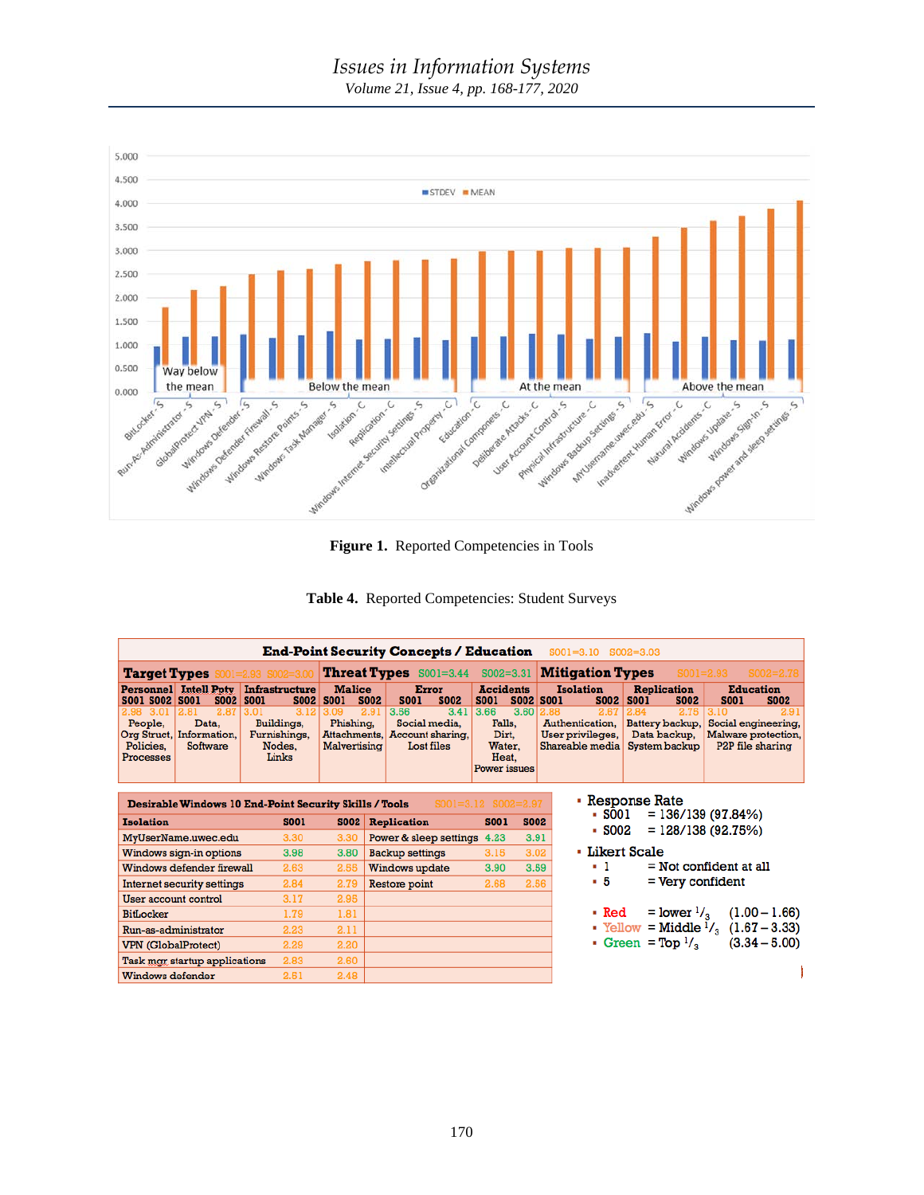**Figure 1.** Reported Competencies in Tools

**Table 4.** Reported Competencies: Student Surveys

**End-Point Security Concepts / Education** S001=3.10 S002=3.03

| Target Types S001=2.93 S002=3.00 | | | | | | Threat Types S001=3.44 S002=3.31 | | | | | | Mitigation Types S001=2.93 S002=2.78 | | | | | |
|---|---|---|---|---|---|---|---|---|---|---|---|---|---|---|---|---|---|
| Personnel | | Intell Ppty | | Infrastructure | | Malice | | Error | | Accidents | | Isolation | | Replication | | Education | |
| S001 | S002 | S001 | S002 | S001 | S002 | S001 | S002 | S001 | S002 | S001 | S002 | S001 | S002 | S001 | S002 | S001 | S002 |
| 2.98 | 3.01 | 2.81 | 2.87 | 3.01 | 3.12 | 3.09 | 2.91 | 3.56 | 3.41 | 3.66 | 3.60 | 2.88 | 2.67 | 2.84 | 2.75 | 3.10 | 2.91 |
| People, Org Struct, Policies, Processes | | Data, Information, Software | | Buildings, Furnishings, Nodes, Links | | Phishing, Attachments, Malvertising | | Social media, Account sharing, Lost files | | Falls, Dirt, Water, Heat, Power issues | | Authentication, User privileges, Shareable media | | Battery backup, Data backup, System backup | | Social engineering, Malware protection, P2P file sharing | |

**Desirable Windows 10 End-Point Security Skills / Tools** S001=3.12 S002=2.97

| Isolation | S001 | S002 | Replication | S001 | S002 |
|---|---|---|---|---|---|
| MyUserName.uwec.edu | 3.30 | 3.30 | Power & sleep settings | 4.23 | 3.91 |
| Windows sign-in options | 3.98 | 3.80 | Backup settings | 3.15 | 3.02 |
| Windows defender firewall | 2.63 | 2.55 | Windows update | 3.90 | 3.59 |
| Internet security settings | 2.84 | 2.79 | Restore point | 2.68 | 2.56 |
| User account control | 3.17 | 2.95 | | | |
| BitLocker | 1.79 | 1.81 | | | |
| Run-as-administrator | 2.23 | 2.11 | | | |
| VPN (GlobalProtect) | 2.29 | 2.20 | | | |
| Task mgr startup applications | 2.83 | 2.60 | | | |
| Windows defender | 2.51 | 2.48 | | | |

- Response Rate
  - S001 = 136/139 (97.84%)
  - S002 = 128/138 (92.75%)
- Likert Scale
  - 1 = Not confident at all
  - 5 = Very confident
- Red = lower 1/3 (1.00 – 1.66)
- Yellow = Middle 1/3 (1.67 – 3.33)
- Green = Top 1/3 (3.34 – 5.00)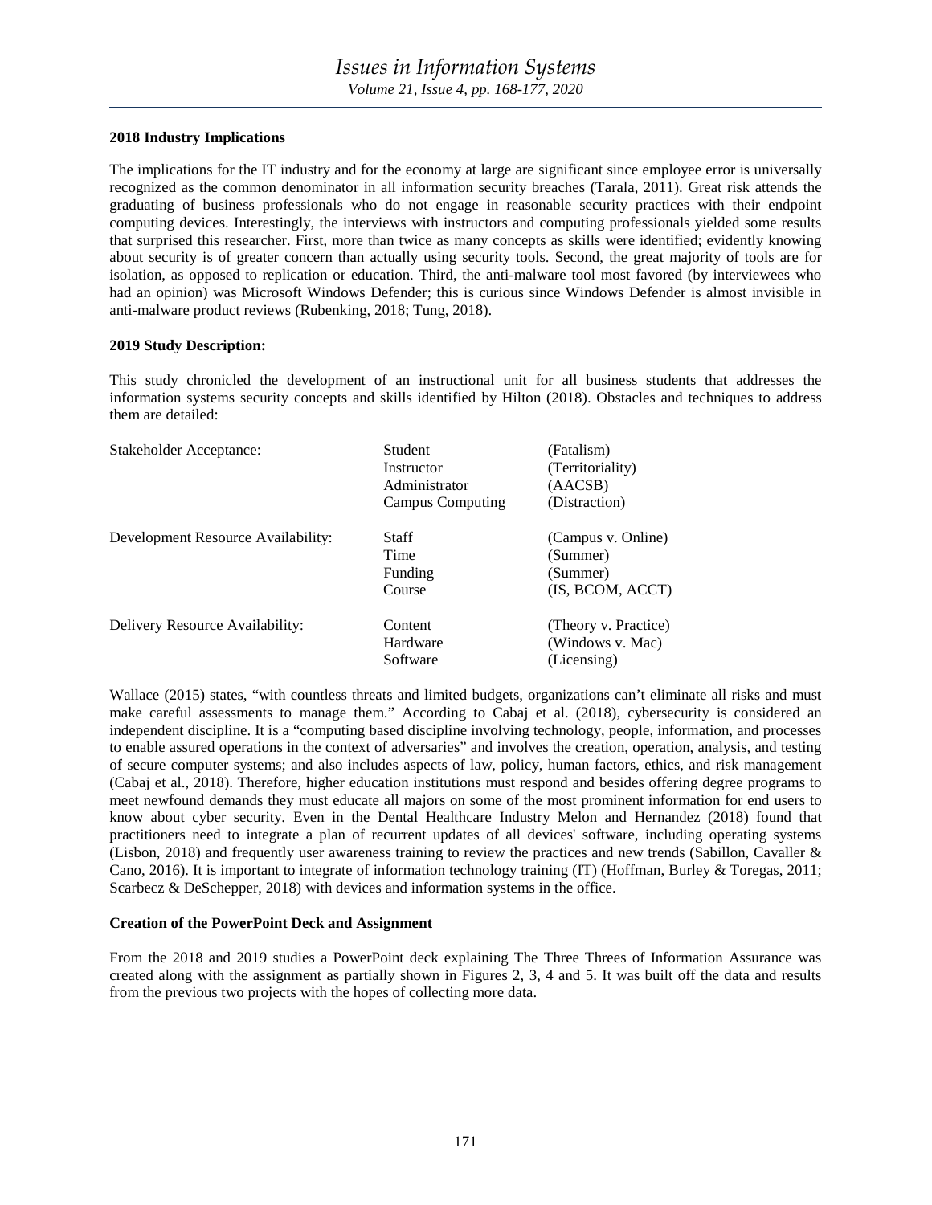**2018 Industry Implications**

The implications for the IT industry and for the economy at large are significant since employee error is universally recognized as the common denominator in all information security breaches (Tarala, 2011). Great risk attends the graduating of business professionals who do not engage in reasonable security practices with their endpoint computing devices. Interestingly, the interviews with instructors and computing professionals yielded some results that surprised this researcher. First, more than twice as many concepts as skills were identified; evidently knowing about security is of greater concern than actually using security tools. Second, the great majority of tools are for isolation, as opposed to replication or education. Third, the anti-malware tool most favored (by interviewees who had an opinion) was Microsoft Windows Defender; this is curious since Windows Defender is almost invisible in anti-malware product reviews (Rubenking, 2018; Tung, 2018).

**2019 Study Description:**

This study chronicled the development of an instructional unit for all business students that addresses the information systems security concepts and skills identified by Hilton (2018). Obstacles and techniques to address them are detailed:

| | | |
|---|---|---|
| Stakeholder Acceptance: | Student | (Fatalism) |
| | Instructor | (Territoriality) |
| | Administrator | (AACSB) |
| | Campus Computing | (Distraction) |
| Development Resource Availability: | Staff | (Campus v. Online) |
| | Time | (Summer) |
| | Funding | (Summer) |
| | Course | (IS, BCOM, ACCT) |
| Delivery Resource Availability: | Content | (Theory v. Practice) |
| | Hardware | (Windows v. Mac) |
| | Software | (Licensing) |

Wallace (2015) states, "with countless threats and limited budgets, organizations can't eliminate all risks and must make careful assessments to manage them." According to Cabaj et al. (2018), cybersecurity is considered an independent discipline. It is a "computing based discipline involving technology, people, information, and processes to enable assured operations in the context of adversaries" and involves the creation, operation, analysis, and testing of secure computer systems; and also includes aspects of law, policy, human factors, ethics, and risk management (Cabaj et al., 2018). Therefore, higher education institutions must respond and besides offering degree programs to meet newfound demands they must educate all majors on some of the most prominent information for end users to know about cyber security. Even in the Dental Healthcare Industry Melon and Hernandez (2018) found that practitioners need to integrate a plan of recurrent updates of all devices' software, including operating systems (Lisbon, 2018) and frequently user awareness training to review the practices and new trends (Sabillon, Cavaller & Cano, 2016). It is important to integrate of information technology training (IT) (Hoffman, Burley & Toregas, 2011; Scarbecz & DeSchepper, 2018) with devices and information systems in the office.

**Creation of the PowerPoint Deck and Assignment**

From the 2018 and 2019 studies a PowerPoint deck explaining The Three Threes of Information Assurance was created along with the assignment as partially shown in Figures 2, 3, 4 and 5. It was built off the data and results from the previous two projects with the hopes of collecting more data.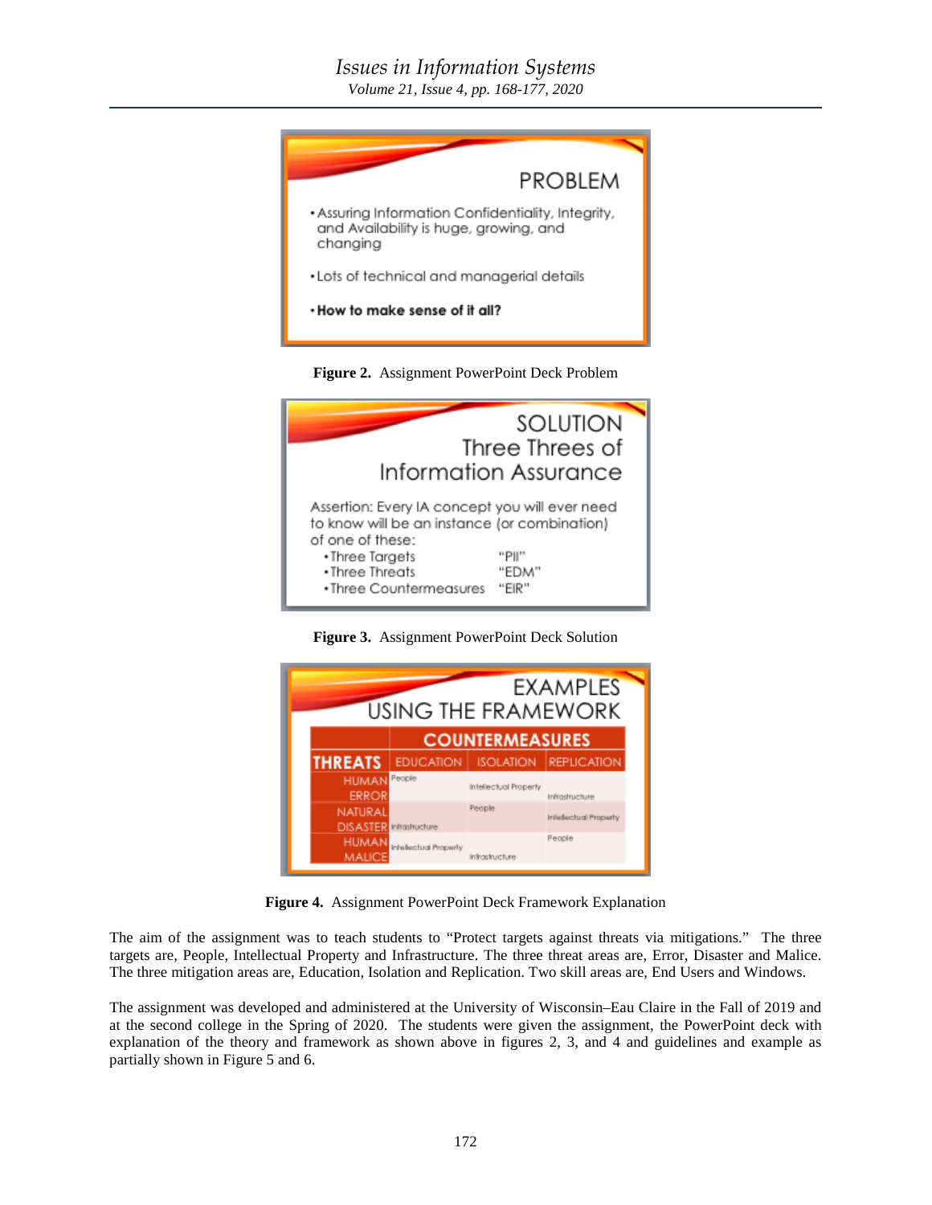PROBLEM

- Assuring Information Confidentiality, Integrity, and Availability is huge, growing, and changing
- Lots of technical and managerial details
- **How to make sense of it all?**

**Figure 2.** Assignment PowerPoint Deck Problem

SOLUTION
Three Threes of Information Assurance

Assertion: Every IA concept you will ever need to know will be an instance (or combination) of one of these:

- Three Targets "PII"
- Three Threats "EDM"
- Three Countermeasures "EIR"

**Figure 3.** Assignment PowerPoint Deck Solution

EXAMPLES
USING THE FRAMEWORK

| THREATS | COUNTERMEASURES | | |
|---|---|---|---|
| | EDUCATION | ISOLATION | REPLICATION |
| HUMAN ERROR | People | Intellectual Property | Infrastructure |
| NATURAL DISASTER | Infrastructure | People | Intellectual Property |
| HUMAN MALICE | Intellectual Property | Infrastructure | People |

**Figure 4.** Assignment PowerPoint Deck Framework Explanation

The aim of the assignment was to teach students to "Protect targets against threats via mitigations." The three targets are, People, Intellectual Property and Infrastructure. The three threat areas are, Error, Disaster and Malice. The three mitigation areas are, Education, Isolation and Replication. Two skill areas are, End Users and Windows.

The assignment was developed and administered at the University of Wisconsin–Eau Claire in the Fall of 2019 and at the second college in the Spring of 2020. The students were given the assignment, the PowerPoint deck with explanation of the theory and framework as shown above in figures 2, 3, and 4 and guidelines and example as partially shown in Figure 5 and 6.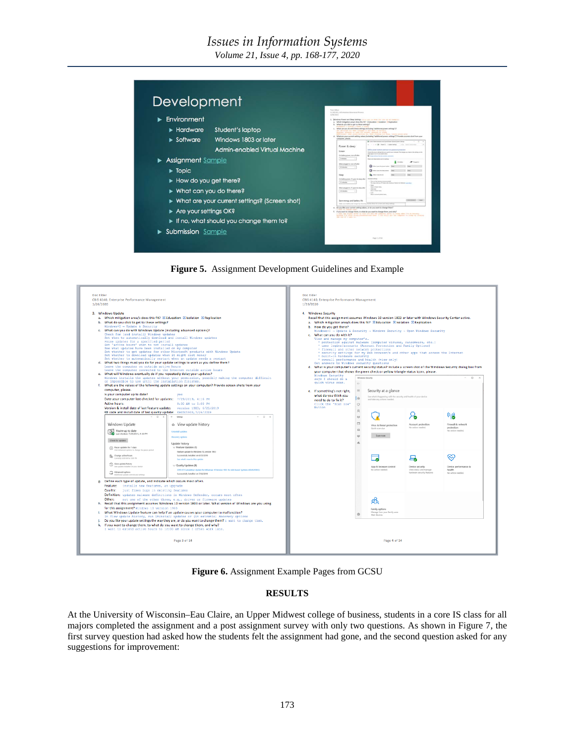**Figure 5.** Assignment Development Guidelines and Example

**Figure 6.** Assignment Example Pages from GCSU

## RESULTS

At the University of Wisconsin–Eau Claire, an Upper Midwest college of business, students in a core IS class for all majors completed the assignment and a post assignment survey with only two questions. As shown in Figure 7, the first survey question had asked how the students felt the assignment had gone, and the second question asked for any suggestions for improvement: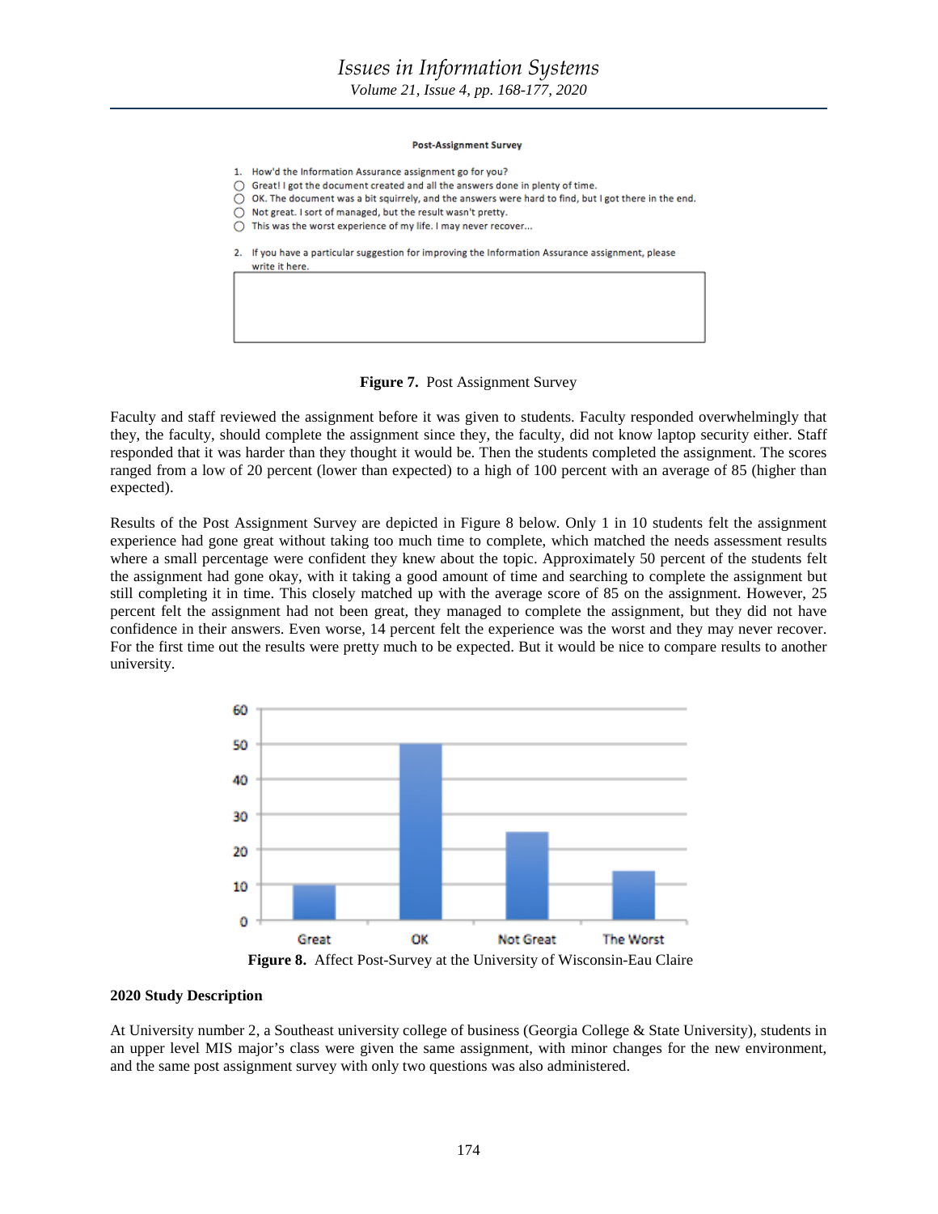**Post-Assignment Survey**

1. How'd the Information Assurance assignment go for you?
   - ◯ Great! I got the document created and all the answers done in plenty of time.
   - ◯ OK. The document was a bit squirrely, and the answers were hard to find, but I got there in the end.
   - ◯ Not great. I sort of managed, but the result wasn't pretty.
   - ◯ This was the worst experience of my life. I may never recover...

2. If you have a particular suggestion for improving the Information Assurance assignment, please write it here.

**Figure 7.** Post Assignment Survey

Faculty and staff reviewed the assignment before it was given to students. Faculty responded overwhelmingly that they, the faculty, should complete the assignment since they, the faculty, did not know laptop security either. Staff responded that it was harder than they thought it would be. Then the students completed the assignment. The scores ranged from a low of 20 percent (lower than expected) to a high of 100 percent with an average of 85 (higher than expected).

Results of the Post Assignment Survey are depicted in Figure 8 below. Only 1 in 10 students felt the assignment experience had gone great without taking too much time to complete, which matched the needs assessment results where a small percentage were confident they knew about the topic. Approximately 50 percent of the students felt the assignment had gone okay, with it taking a good amount of time and searching to complete the assignment but still completing it in time. This closely matched up with the average score of 85 on the assignment. However, 25 percent felt the assignment had not been great, they managed to complete the assignment, but they did not have confidence in their answers. Even worse, 14 percent felt the experience was the worst and they may never recover. For the first time out the results were pretty much to be expected. But it would be nice to compare results to another university.

| | Great | OK | Not Great | The Worst |
|---|---|---|---|---|
| Percent | 10 | 50 | 25 | 14 |

**Figure 8.** Affect Post-Survey at the University of Wisconsin-Eau Claire

**2020 Study Description**

At University number 2, a Southeast university college of business (Georgia College & State University), students in an upper level MIS major's class were given the same assignment, with minor changes for the new environment, and the same post assignment survey with only two questions was also administered.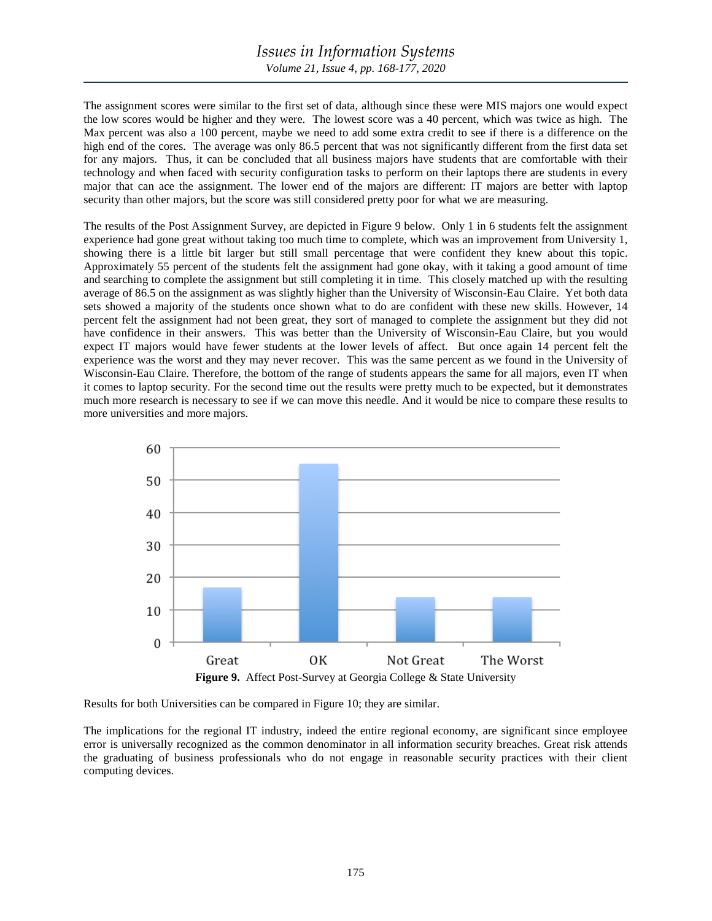The assignment scores were similar to the first set of data, although since these were MIS majors one would expect the low scores would be higher and they were. The lowest score was a 40 percent, which was twice as high. The Max percent was also a 100 percent, maybe we need to add some extra credit to see if there is a difference on the high end of the cores. The average was only 86.5 percent that was not significantly different from the first data set for any majors. Thus, it can be concluded that all business majors have students that are comfortable with their technology and when faced with security configuration tasks to perform on their laptops there are students in every major that can ace the assignment. The lower end of the majors are different: IT majors are better with laptop security than other majors, but the score was still considered pretty poor for what we are measuring.

The results of the Post Assignment Survey, are depicted in Figure 9 below. Only 1 in 6 students felt the assignment experience had gone great without taking too much time to complete, which was an improvement from University 1, showing there is a little bit larger but still small percentage that were confident they knew about this topic. Approximately 55 percent of the students felt the assignment had gone okay, with it taking a good amount of time and searching to complete the assignment but still completing it in time. This closely matched up with the resulting average of 86.5 on the assignment as was slightly higher than the University of Wisconsin-Eau Claire. Yet both data sets showed a majority of the students once shown what to do are confident with these new skills. However, 14 percent felt the assignment had not been great, they sort of managed to complete the assignment but they did not have confidence in their answers. This was better than the University of Wisconsin-Eau Claire, but you would expect IT majors would have fewer students at the lower levels of affect. But once again 14 percent felt the experience was the worst and they may never recover. This was the same percent as we found in the University of Wisconsin-Eau Claire. Therefore, the bottom of the range of students appears the same for all majors, even IT when it comes to laptop security. For the second time out the results were pretty much to be expected, but it demonstrates much more research is necessary to see if we can move this needle. And it would be nice to compare these results to more universities and more majors.

**Figure 9.** Affect Post-Survey at Georgia College & State University

Results for both Universities can be compared in Figure 10; they are similar.

The implications for the regional IT industry, indeed the entire regional economy, are significant since employee error is universally recognized as the common denominator in all information security breaches. Great risk attends the graduating of business professionals who do not engage in reasonable security practices with their client computing devices.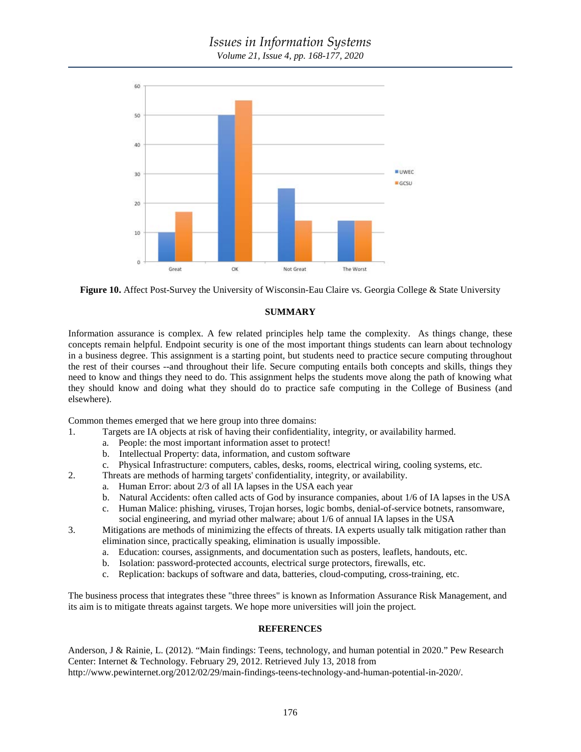**Figure 10.** Affect Post-Survey the University of Wisconsin-Eau Claire vs. Georgia College & State University

## SUMMARY

Information assurance is complex. A few related principles help tame the complexity. As things change, these concepts remain helpful. Endpoint security is one of the most important things students can learn about technology in a business degree. This assignment is a starting point, but students need to practice secure computing throughout the rest of their courses --and throughout their life. Secure computing entails both concepts and skills, things they need to know and things they need to do. This assignment helps the students move along the path of knowing what they should know and doing what they should do to practice safe computing in the College of Business (and elsewhere).

Common themes emerged that we here group into three domains:

1. Targets are IA objects at risk of having their confidentiality, integrity, or availability harmed.
   a. People: the most important information asset to protect!
   b. Intellectual Property: data, information, and custom software
   c. Physical Infrastructure: computers, cables, desks, rooms, electrical wiring, cooling systems, etc.
2. Threats are methods of harming targets' confidentiality, integrity, or availability.
   a. Human Error: about 2/3 of all IA lapses in the USA each year
   b. Natural Accidents: often called acts of God by insurance companies, about 1/6 of IA lapses in the USA
   c. Human Malice: phishing, viruses, Trojan horses, logic bombs, denial-of-service botnets, ransomware, social engineering, and myriad other malware; about 1/6 of annual IA lapses in the USA
3. Mitigations are methods of minimizing the effects of threats. IA experts usually talk mitigation rather than elimination since, practically speaking, elimination is usually impossible.
   a. Education: courses, assignments, and documentation such as posters, leaflets, handouts, etc.
   b. Isolation: password-protected accounts, electrical surge protectors, firewalls, etc.
   c. Replication: backups of software and data, batteries, cloud-computing, cross-training, etc.

The business process that integrates these "three threes" is known as Information Assurance Risk Management, and its aim is to mitigate threats against targets. We hope more universities will join the project.

## REFERENCES

Anderson, J & Rainie, L. (2012). "Main findings: Teens, technology, and human potential in 2020." Pew Research Center: Internet & Technology. February 29, 2012. Retrieved July 13, 2018 from http://www.pewinternet.org/2012/02/29/main-findings-teens-technology-and-human-potential-in-2020/.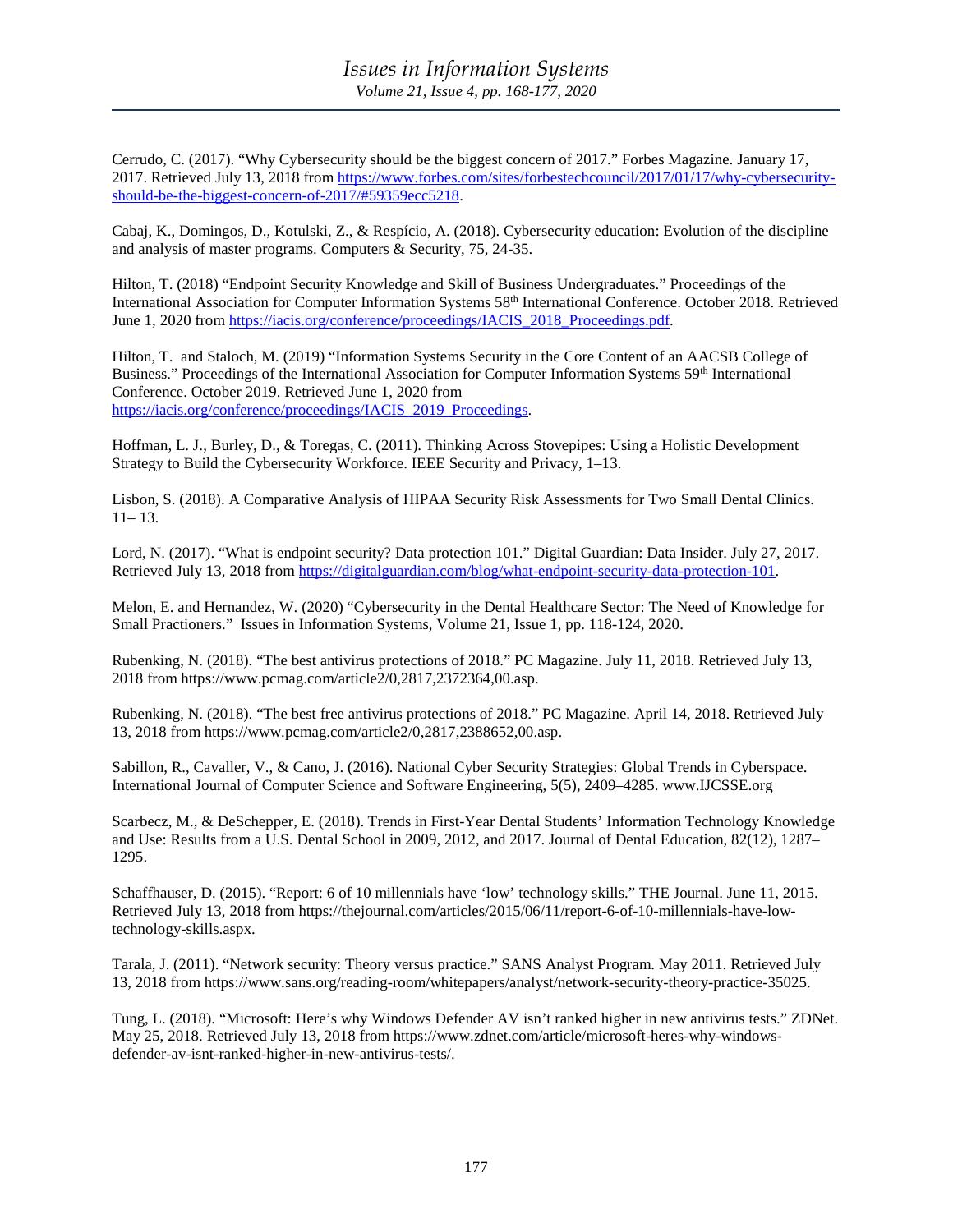Cerrudo, C. (2017). "Why Cybersecurity should be the biggest concern of 2017." Forbes Magazine. January 17, 2017. Retrieved July 13, 2018 from https://www.forbes.com/sites/forbestechcouncil/2017/01/17/why-cybersecurity-should-be-the-biggest-concern-of-2017/#59359ecc5218.

Cabaj, K., Domingos, D., Kotulski, Z., & Respício, A. (2018). Cybersecurity education: Evolution of the discipline and analysis of master programs. Computers & Security, 75, 24-35.

Hilton, T. (2018) "Endpoint Security Knowledge and Skill of Business Undergraduates." Proceedings of the International Association for Computer Information Systems 58th International Conference. October 2018. Retrieved June 1, 2020 from https://iacis.org/conference/proceedings/IACIS_2018_Proceedings.pdf.

Hilton, T. and Staloch, M. (2019) "Information Systems Security in the Core Content of an AACSB College of Business." Proceedings of the International Association for Computer Information Systems 59th International Conference. October 2019. Retrieved June 1, 2020 from https://iacis.org/conference/proceedings/IACIS_2019_Proceedings.

Hoffman, L. J., Burley, D., & Toregas, C. (2011). Thinking Across Stovepipes: Using a Holistic Development Strategy to Build the Cybersecurity Workforce. IEEE Security and Privacy, 1–13.

Lisbon, S. (2018). A Comparative Analysis of HIPAA Security Risk Assessments for Two Small Dental Clinics. 11– 13.

Lord, N. (2017). "What is endpoint security? Data protection 101." Digital Guardian: Data Insider. July 27, 2017. Retrieved July 13, 2018 from https://digitalguardian.com/blog/what-endpoint-security-data-protection-101.

Melon, E. and Hernandez, W. (2020) "Cybersecurity in the Dental Healthcare Sector: The Need of Knowledge for Small Practioners." Issues in Information Systems, Volume 21, Issue 1, pp. 118-124, 2020.

Rubenking, N. (2018). "The best antivirus protections of 2018." PC Magazine. July 11, 2018. Retrieved July 13, 2018 from https://www.pcmag.com/article2/0,2817,2372364,00.asp.

Rubenking, N. (2018). "The best free antivirus protections of 2018." PC Magazine. April 14, 2018. Retrieved July 13, 2018 from https://www.pcmag.com/article2/0,2817,2388652,00.asp.

Sabillon, R., Cavaller, V., & Cano, J. (2016). National Cyber Security Strategies: Global Trends in Cyberspace. International Journal of Computer Science and Software Engineering, 5(5), 2409–4285. www.IJCSSE.org

Scarbecz, M., & DeSchepper, E. (2018). Trends in First-Year Dental Students' Information Technology Knowledge and Use: Results from a U.S. Dental School in 2009, 2012, and 2017. Journal of Dental Education, 82(12), 1287–1295.

Schaffhauser, D. (2015). "Report: 6 of 10 millennials have 'low' technology skills." THE Journal. June 11, 2015. Retrieved July 13, 2018 from https://thejournal.com/articles/2015/06/11/report-6-of-10-millennials-have-low-technology-skills.aspx.

Tarala, J. (2011). "Network security: Theory versus practice." SANS Analyst Program. May 2011. Retrieved July 13, 2018 from https://www.sans.org/reading-room/whitepapers/analyst/network-security-theory-practice-35025.

Tung, L. (2018). "Microsoft: Here's why Windows Defender AV isn't ranked higher in new antivirus tests." ZDNet. May 25, 2018. Retrieved July 13, 2018 from https://www.zdnet.com/article/microsoft-heres-why-windows-defender-av-isnt-ranked-higher-in-new-antivirus-tests/.